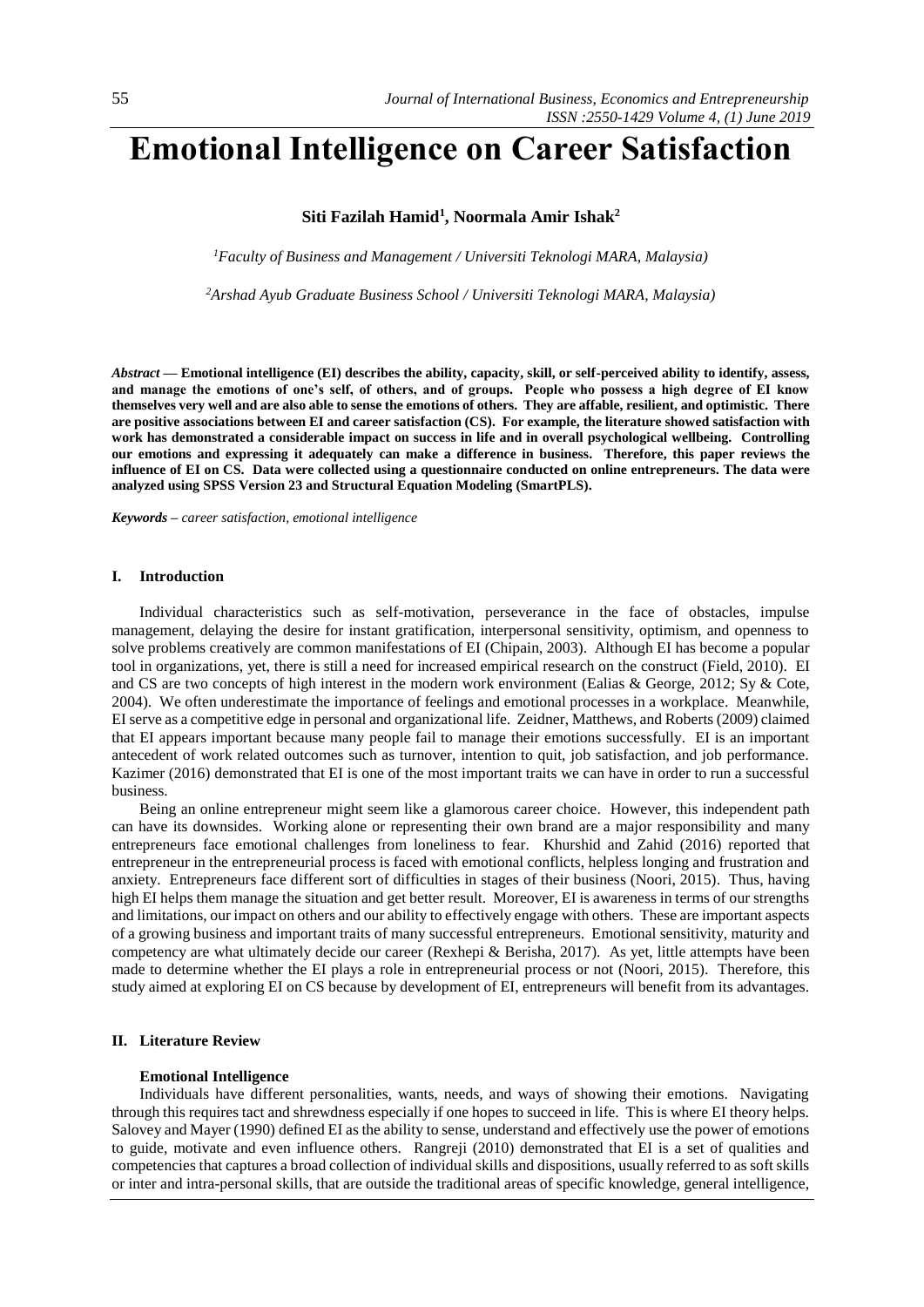# Emotional Intelligence on Career Satisfaction

**Siti Fazilah Hamid[1], Noormala Amir Ishak[2]**

*[1]Faculty of Business and Management / Universiti Teknologi MARA, Malaysia)*

*[2]Arshad Ayub Graduate Business School / Universiti Teknologi MARA, Malaysia)*

***Abstract* — Emotional intelligence (EI) describes the ability, capacity, skill, or self-perceived ability to identify, assess, and manage the emotions of one's self, of others, and of groups. People who possess a high degree of EI know themselves very well and are also able to sense the emotions of others. They are affable, resilient, and optimistic. There are positive associations between EI and career satisfaction (CS). For example, the literature showed satisfaction with work has demonstrated a considerable impact on success in life and in overall psychological wellbeing. Controlling our emotions and expressing it adequately can make a difference in business. Therefore, this paper reviews the influence of EI on CS. Data were collected using a questionnaire conducted on online entrepreneurs. The data were analyzed using SPSS Version 23 and Structural Equation Modeling (SmartPLS).**

***Keywords*** *– career satisfaction, emotional intelligence*

## I. Introduction

Individual characteristics such as self-motivation, perseverance in the face of obstacles, impulse management, delaying the desire for instant gratification, interpersonal sensitivity, optimism, and openness to solve problems creatively are common manifestations of EI (Chipain, 2003). Although EI has become a popular tool in organizations, yet, there is still a need for increased empirical research on the construct (Field, 2010). EI and CS are two concepts of high interest in the modern work environment (Ealias & George, 2012; Sy & Cote, 2004). We often underestimate the importance of feelings and emotional processes in a workplace. Meanwhile, EI serve as a competitive edge in personal and organizational life. Zeidner, Matthews, and Roberts (2009) claimed that EI appears important because many people fail to manage their emotions successfully. EI is an important antecedent of work related outcomes such as turnover, intention to quit, job satisfaction, and job performance. Kazimer (2016) demonstrated that EI is one of the most important traits we can have in order to run a successful business.

Being an online entrepreneur might seem like a glamorous career choice. However, this independent path can have its downsides. Working alone or representing their own brand are a major responsibility and many entrepreneurs face emotional challenges from loneliness to fear. Khurshid and Zahid (2016) reported that entrepreneur in the entrepreneurial process is faced with emotional conflicts, helpless longing and frustration and anxiety. Entrepreneurs face different sort of difficulties in stages of their business (Noori, 2015). Thus, having high EI helps them manage the situation and get better result. Moreover, EI is awareness in terms of our strengths and limitations, our impact on others and our ability to effectively engage with others. These are important aspects of a growing business and important traits of many successful entrepreneurs. Emotional sensitivity, maturity and competency are what ultimately decide our career (Rexhepi & Berisha, 2017). As yet, little attempts have been made to determine whether the EI plays a role in entrepreneurial process or not (Noori, 2015). Therefore, this study aimed at exploring EI on CS because by development of EI, entrepreneurs will benefit from its advantages.

## II. Literature Review

### Emotional Intelligence

Individuals have different personalities, wants, needs, and ways of showing their emotions. Navigating through this requires tact and shrewdness especially if one hopes to succeed in life. This is where EI theory helps. Salovey and Mayer (1990) defined EI as the ability to sense, understand and effectively use the power of emotions to guide, motivate and even influence others. Rangreji (2010) demonstrated that EI is a set of qualities and competencies that captures a broad collection of individual skills and dispositions, usually referred to as soft skills or inter and intra-personal skills, that are outside the traditional areas of specific knowledge, general intelligence,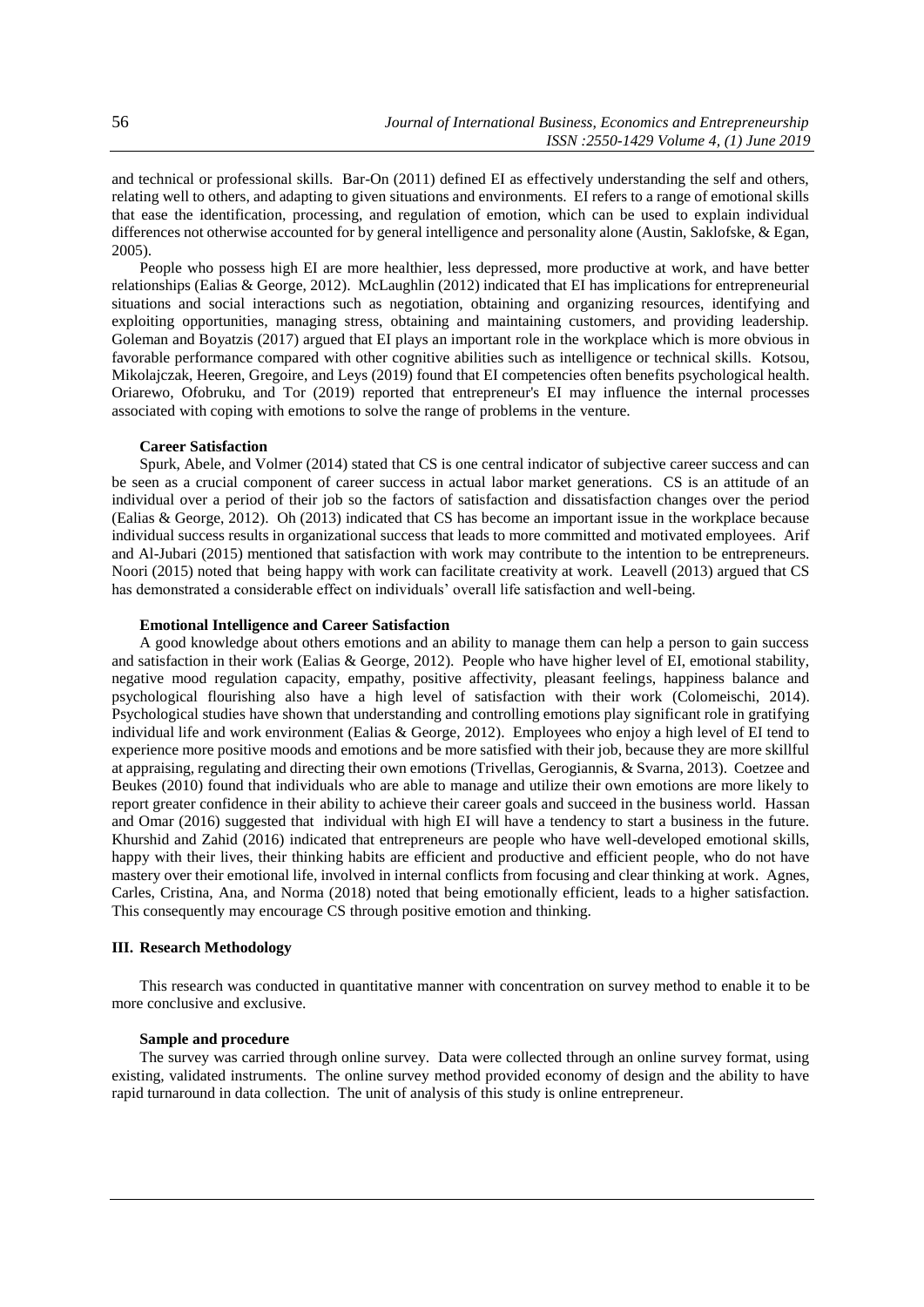and technical or professional skills. Bar-On (2011) defined EI as effectively understanding the self and others, relating well to others, and adapting to given situations and environments. EI refers to a range of emotional skills that ease the identification, processing, and regulation of emotion, which can be used to explain individual differences not otherwise accounted for by general intelligence and personality alone (Austin, Saklofske, & Egan, 2005).

People who possess high EI are more healthier, less depressed, more productive at work, and have better relationships (Ealias & George, 2012). McLaughlin (2012) indicated that EI has implications for entrepreneurial situations and social interactions such as negotiation, obtaining and organizing resources, identifying and exploiting opportunities, managing stress, obtaining and maintaining customers, and providing leadership. Goleman and Boyatzis (2017) argued that EI plays an important role in the workplace which is more obvious in favorable performance compared with other cognitive abilities such as intelligence or technical skills. Kotsou, Mikolajczak, Heeren, Gregoire, and Leys (2019) found that EI competencies often benefits psychological health. Oriarewo, Ofobruku, and Tor (2019) reported that entrepreneur's EI may influence the internal processes associated with coping with emotions to solve the range of problems in the venture.

#### Career Satisfaction

Spurk, Abele, and Volmer (2014) stated that CS is one central indicator of subjective career success and can be seen as a crucial component of career success in actual labor market generations. CS is an attitude of an individual over a period of their job so the factors of satisfaction and dissatisfaction changes over the period (Ealias & George, 2012). Oh (2013) indicated that CS has become an important issue in the workplace because individual success results in organizational success that leads to more committed and motivated employees. Arif and Al-Jubari (2015) mentioned that satisfaction with work may contribute to the intention to be entrepreneurs. Noori (2015) noted that being happy with work can facilitate creativity at work. Leavell (2013) argued that CS has demonstrated a considerable effect on individuals' overall life satisfaction and well-being.

#### Emotional Intelligence and Career Satisfaction

A good knowledge about others emotions and an ability to manage them can help a person to gain success and satisfaction in their work (Ealias & George, 2012). People who have higher level of EI, emotional stability, negative mood regulation capacity, empathy, positive affectivity, pleasant feelings, happiness balance and psychological flourishing also have a high level of satisfaction with their work (Colomeischi, 2014). Psychological studies have shown that understanding and controlling emotions play significant role in gratifying individual life and work environment (Ealias & George, 2012). Employees who enjoy a high level of EI tend to experience more positive moods and emotions and be more satisfied with their job, because they are more skillful at appraising, regulating and directing their own emotions (Trivellas, Gerogiannis, & Svarna, 2013). Coetzee and Beukes (2010) found that individuals who are able to manage and utilize their own emotions are more likely to report greater confidence in their ability to achieve their career goals and succeed in the business world. Hassan and Omar (2016) suggested that individual with high EI will have a tendency to start a business in the future. Khurshid and Zahid (2016) indicated that entrepreneurs are people who have well-developed emotional skills, happy with their lives, their thinking habits are efficient and productive and efficient people, who do not have mastery over their emotional life, involved in internal conflicts from focusing and clear thinking at work. Agnes, Carles, Cristina, Ana, and Norma (2018) noted that being emotionally efficient, leads to a higher satisfaction. This consequently may encourage CS through positive emotion and thinking.

## III. Research Methodology

This research was conducted in quantitative manner with concentration on survey method to enable it to be more conclusive and exclusive.

#### Sample and procedure

The survey was carried through online survey. Data were collected through an online survey format, using existing, validated instruments. The online survey method provided economy of design and the ability to have rapid turnaround in data collection. The unit of analysis of this study is online entrepreneur.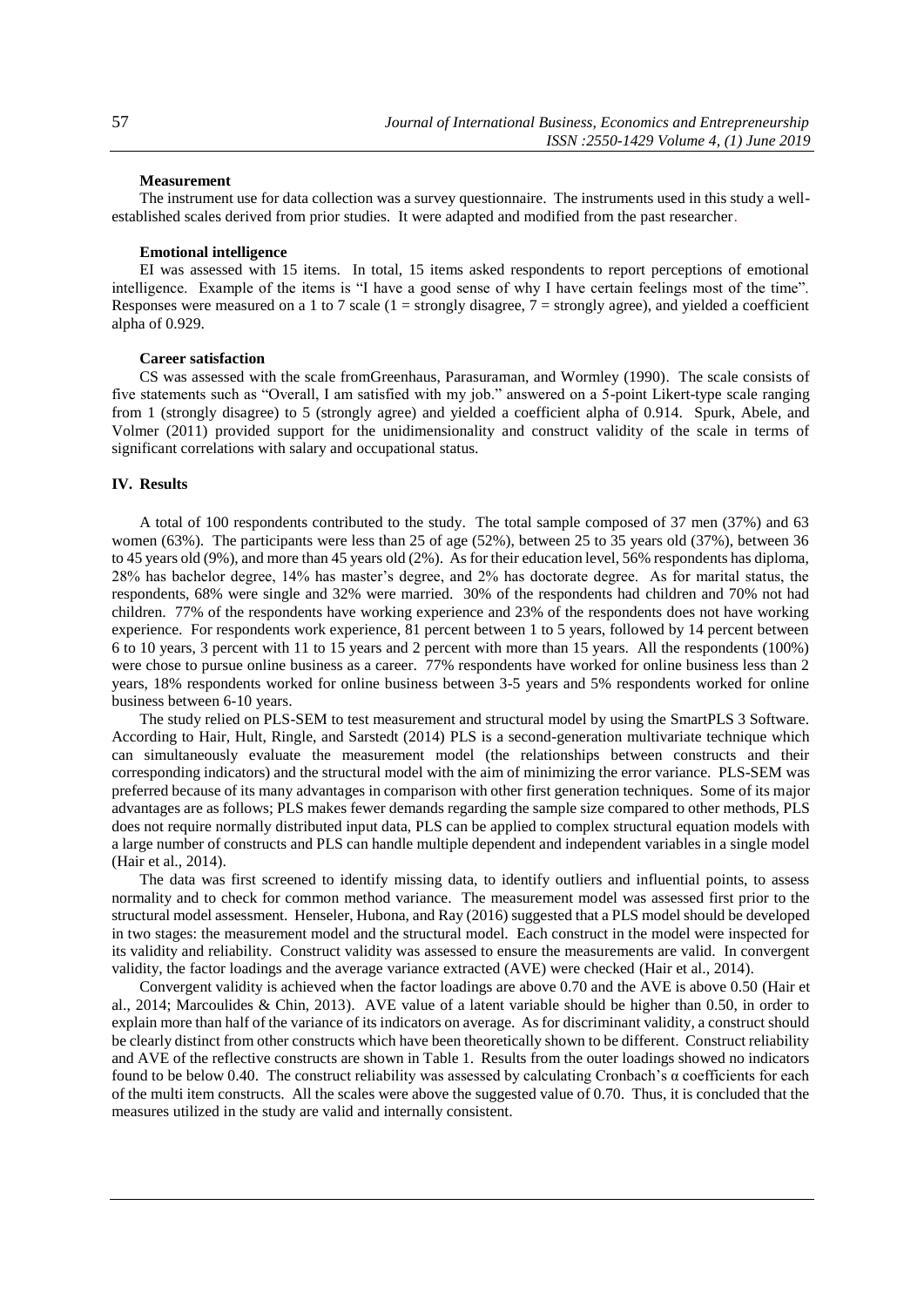### Measurement

The instrument use for data collection was a survey questionnaire. The instruments used in this study a well-established scales derived from prior studies. It were adapted and modified from the past researcher.

### Emotional intelligence

EI was assessed with 15 items. In total, 15 items asked respondents to report perceptions of emotional intelligence. Example of the items is "I have a good sense of why I have certain feelings most of the time". Responses were measured on a 1 to 7 scale (1 = strongly disagree, 7 = strongly agree), and yielded a coefficient alpha of 0.929.

### Career satisfaction

CS was assessed with the scale fromGreenhaus, Parasuraman, and Wormley (1990). The scale consists of five statements such as "Overall, I am satisfied with my job." answered on a 5-point Likert-type scale ranging from 1 (strongly disagree) to 5 (strongly agree) and yielded a coefficient alpha of 0.914. Spurk, Abele, and Volmer (2011) provided support for the unidimensionality and construct validity of the scale in terms of significant correlations with salary and occupational status.

## IV. Results

A total of 100 respondents contributed to the study. The total sample composed of 37 men (37%) and 63 women (63%). The participants were less than 25 of age (52%), between 25 to 35 years old (37%), between 36 to 45 years old (9%), and more than 45 years old (2%). As for their education level, 56% respondents has diploma, 28% has bachelor degree, 14% has master's degree, and 2% has doctorate degree. As for marital status, the respondents, 68% were single and 32% were married. 30% of the respondents had children and 70% not had children. 77% of the respondents have working experience and 23% of the respondents does not have working experience. For respondents work experience, 81 percent between 1 to 5 years, followed by 14 percent between 6 to 10 years, 3 percent with 11 to 15 years and 2 percent with more than 15 years. All the respondents (100%) were chose to pursue online business as a career. 77% respondents have worked for online business less than 2 years, 18% respondents worked for online business between 3-5 years and 5% respondents worked for online business between 6-10 years.

The study relied on PLS-SEM to test measurement and structural model by using the SmartPLS 3 Software. According to Hair, Hult, Ringle, and Sarstedt (2014) PLS is a second-generation multivariate technique which can simultaneously evaluate the measurement model (the relationships between constructs and their corresponding indicators) and the structural model with the aim of minimizing the error variance. PLS-SEM was preferred because of its many advantages in comparison with other first generation techniques. Some of its major advantages are as follows; PLS makes fewer demands regarding the sample size compared to other methods, PLS does not require normally distributed input data, PLS can be applied to complex structural equation models with a large number of constructs and PLS can handle multiple dependent and independent variables in a single model (Hair et al., 2014).

The data was first screened to identify missing data, to identify outliers and influential points, to assess normality and to check for common method variance. The measurement model was assessed first prior to the structural model assessment. Henseler, Hubona, and Ray (2016) suggested that a PLS model should be developed in two stages: the measurement model and the structural model. Each construct in the model were inspected for its validity and reliability. Construct validity was assessed to ensure the measurements are valid. In convergent validity, the factor loadings and the average variance extracted (AVE) were checked (Hair et al., 2014).

Convergent validity is achieved when the factor loadings are above 0.70 and the AVE is above 0.50 (Hair et al., 2014; Marcoulides & Chin, 2013). AVE value of a latent variable should be higher than 0.50, in order to explain more than half of the variance of its indicators on average. As for discriminant validity, a construct should be clearly distinct from other constructs which have been theoretically shown to be different. Construct reliability and AVE of the reflective constructs are shown in Table 1. Results from the outer loadings showed no indicators found to be below 0.40. The construct reliability was assessed by calculating Cronbach's α coefficients for each of the multi item constructs. All the scales were above the suggested value of 0.70. Thus, it is concluded that the measures utilized in the study are valid and internally consistent.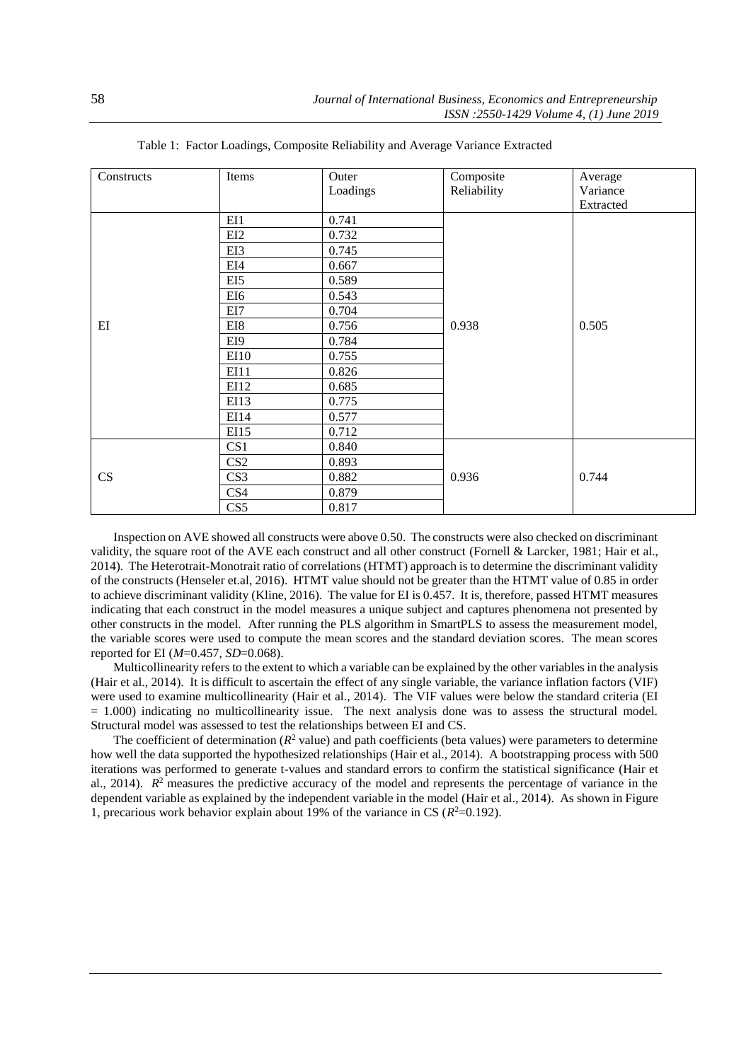Table 1: Factor Loadings, Composite Reliability and Average Variance Extracted

| Constructs | Items | Outer Loadings | Composite Reliability | Average Variance Extracted |
|---|---|---|---|---|
| EI | EI1 | 0.741 | 0.938 | 0.505 |
| | EI2 | 0.732 | | |
| | EI3 | 0.745 | | |
| | EI4 | 0.667 | | |
| | EI5 | 0.589 | | |
| | EI6 | 0.543 | | |
| | EI7 | 0.704 | | |
| | EI8 | 0.756 | | |
| | EI9 | 0.784 | | |
| | EI10 | 0.755 | | |
| | EI11 | 0.826 | | |
| | EI12 | 0.685 | | |
| | EI13 | 0.775 | | |
| | EI14 | 0.577 | | |
| | EI15 | 0.712 | | |
| CS | CS1 | 0.840 | 0.936 | 0.744 |
| | CS2 | 0.893 | | |
| | CS3 | 0.882 | | |
| | CS4 | 0.879 | | |
| | CS5 | 0.817 | | |

Inspection on AVE showed all constructs were above 0.50. The constructs were also checked on discriminant validity, the square root of the AVE each construct and all other construct (Fornell & Larcker, 1981; Hair et al., 2014). The Heterotrait-Monotrait ratio of correlations (HTMT) approach is to determine the discriminant validity of the constructs (Henseler et.al, 2016). HTMT value should not be greater than the HTMT value of 0.85 in order to achieve discriminant validity (Kline, 2016). The value for EI is 0.457. It is, therefore, passed HTMT measures indicating that each construct in the model measures a unique subject and captures phenomena not presented by other constructs in the model. After running the PLS algorithm in SmartPLS to assess the measurement model, the variable scores were used to compute the mean scores and the standard deviation scores. The mean scores reported for EI (*M*=0.457, *SD*=0.068).

Multicollinearity refers to the extent to which a variable can be explained by the other variables in the analysis (Hair et al., 2014). It is difficult to ascertain the effect of any single variable, the variance inflation factors (VIF) were used to examine multicollinearity (Hair et al., 2014). The VIF values were below the standard criteria (EI = 1.000) indicating no multicollinearity issue. The next analysis done was to assess the structural model. Structural model was assessed to test the relationships between EI and CS.

The coefficient of determination ($R^2$ value) and path coefficients (beta values) were parameters to determine how well the data supported the hypothesized relationships (Hair et al., 2014). A bootstrapping process with 500 iterations was performed to generate t-values and standard errors to confirm the statistical significance (Hair et al., 2014). $R^2$ measures the predictive accuracy of the model and represents the percentage of variance in the dependent variable as explained by the independent variable in the model (Hair et al., 2014). As shown in Figure 1, precarious work behavior explain about 19% of the variance in CS ($R^2$=0.192).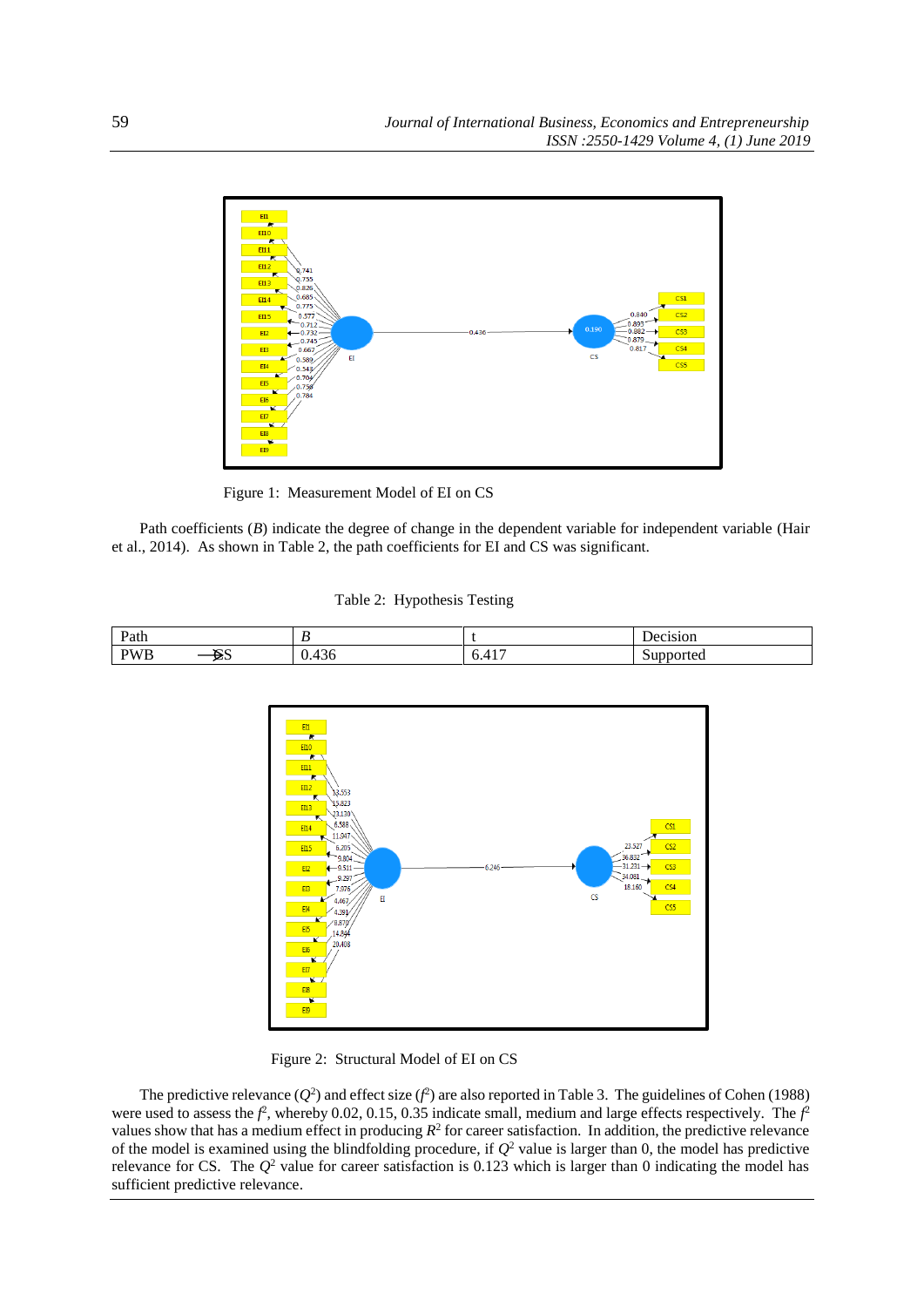Figure 1: Measurement Model of EI on CS

Path coefficients (*B*) indicate the degree of change in the dependent variable for independent variable (Hair et al., 2014). As shown in Table 2, the path coefficients for EI and CS was significant.

Table 2: Hypothesis Testing

| Path | *B* | t | Decision |
|---|---|---|---|
| PWB → CS | 0.436 | 6.417 | Supported |

Figure 2: Structural Model of EI on CS

The predictive relevance ($Q^2$) and effect size ($f^2$) are also reported in Table 3. The guidelines of Cohen (1988) were used to assess the $f^2$, whereby 0.02, 0.15, 0.35 indicate small, medium and large effects respectively. The $f^2$ values show that has a medium effect in producing $R^2$ for career satisfaction. In addition, the predictive relevance of the model is examined using the blindfolding procedure, if $Q^2$ value is larger than 0, the model has predictive relevance for CS. The $Q^2$ value for career satisfaction is 0.123 which is larger than 0 indicating the model has sufficient predictive relevance.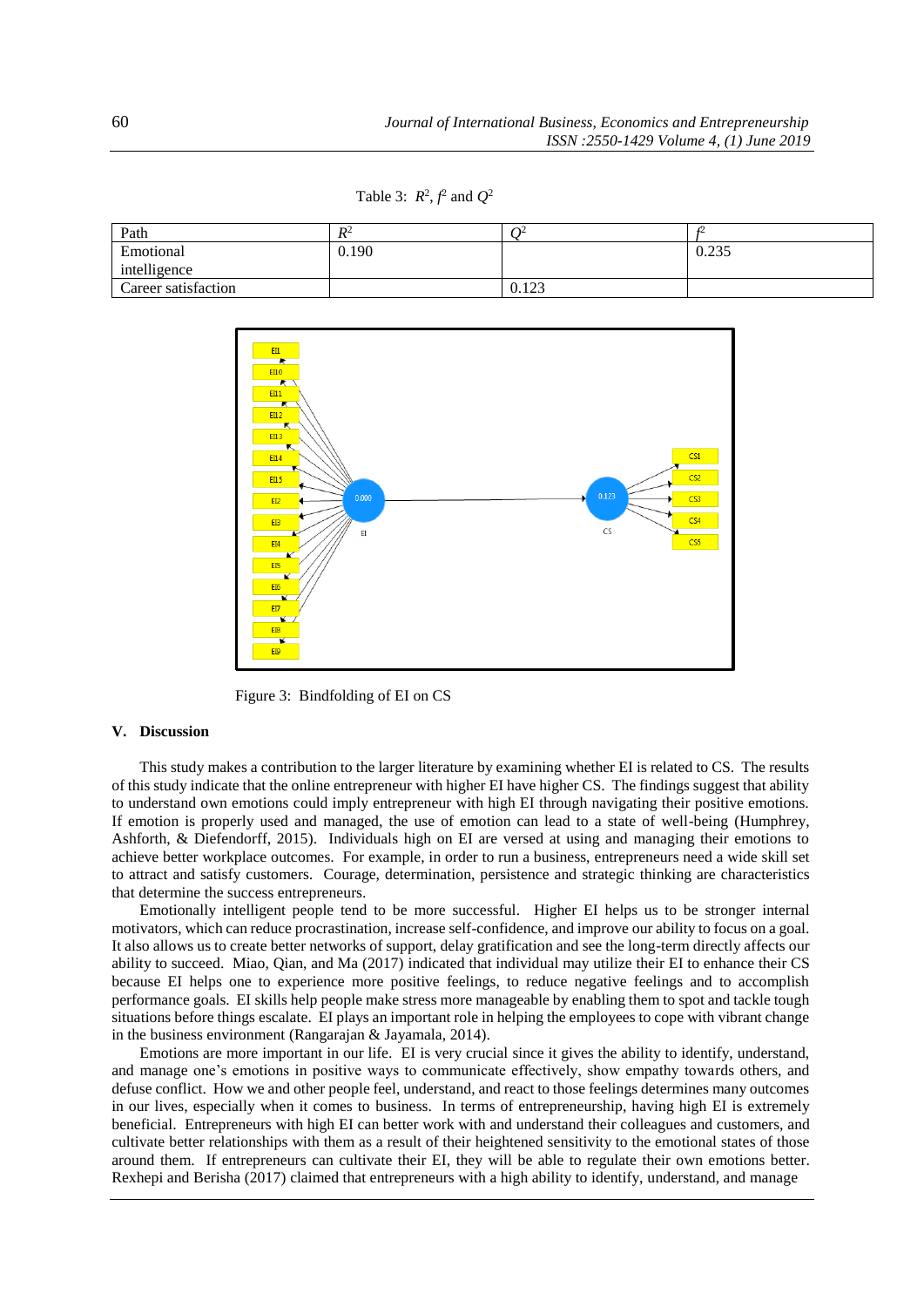Table 3: $R^2$, $f^2$ and $Q^2$

| Path | $R^2$ | $Q^2$ | $f^2$ |
|---|---|---|---|
| Emotional intelligence | 0.190 | | 0.235 |
| Career satisfaction | | 0.123 | |

Figure 3: Bindfolding of EI on CS

## V. Discussion

This study makes a contribution to the larger literature by examining whether EI is related to CS. The results of this study indicate that the online entrepreneur with higher EI have higher CS. The findings suggest that ability to understand own emotions could imply entrepreneur with high EI through navigating their positive emotions. If emotion is properly used and managed, the use of emotion can lead to a state of well-being (Humphrey, Ashforth, & Diefendorff, 2015). Individuals high on EI are versed at using and managing their emotions to achieve better workplace outcomes. For example, in order to run a business, entrepreneurs need a wide skill set to attract and satisfy customers. Courage, determination, persistence and strategic thinking are characteristics that determine the success entrepreneurs.

Emotionally intelligent people tend to be more successful. Higher EI helps us to be stronger internal motivators, which can reduce procrastination, increase self-confidence, and improve our ability to focus on a goal. It also allows us to create better networks of support, delay gratification and see the long-term directly affects our ability to succeed. Miao, Qian, and Ma (2017) indicated that individual may utilize their EI to enhance their CS because EI helps one to experience more positive feelings, to reduce negative feelings and to accomplish performance goals. EI skills help people make stress more manageable by enabling them to spot and tackle tough situations before things escalate. EI plays an important role in helping the employees to cope with vibrant change in the business environment (Rangarajan & Jayamala, 2014).

Emotions are more important in our life. EI is very crucial since it gives the ability to identify, understand, and manage one's emotions in positive ways to communicate effectively, show empathy towards others, and defuse conflict. How we and other people feel, understand, and react to those feelings determines many outcomes in our lives, especially when it comes to business. In terms of entrepreneurship, having high EI is extremely beneficial. Entrepreneurs with high EI can better work with and understand their colleagues and customers, and cultivate better relationships with them as a result of their heightened sensitivity to the emotional states of those around them. If entrepreneurs can cultivate their EI, they will be able to regulate their own emotions better. Rexhepi and Berisha (2017) claimed that entrepreneurs with a high ability to identify, understand, and manage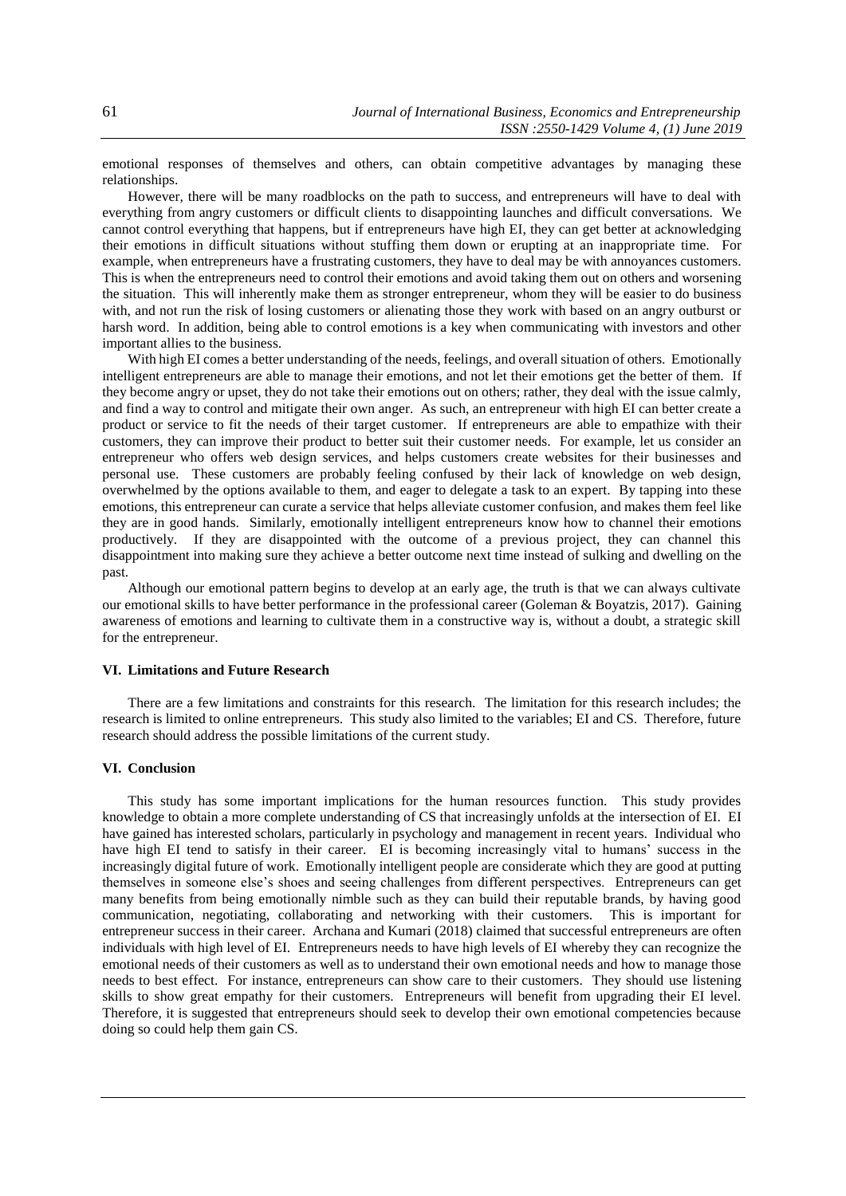emotional responses of themselves and others, can obtain competitive advantages by managing these relationships.

However, there will be many roadblocks on the path to success, and entrepreneurs will have to deal with everything from angry customers or difficult clients to disappointing launches and difficult conversations. We cannot control everything that happens, but if entrepreneurs have high EI, they can get better at acknowledging their emotions in difficult situations without stuffing them down or erupting at an inappropriate time. For example, when entrepreneurs have a frustrating customers, they have to deal may be with annoyances customers. This is when the entrepreneurs need to control their emotions and avoid taking them out on others and worsening the situation. This will inherently make them as stronger entrepreneur, whom they will be easier to do business with, and not run the risk of losing customers or alienating those they work with based on an angry outburst or harsh word. In addition, being able to control emotions is a key when communicating with investors and other important allies to the business.

With high EI comes a better understanding of the needs, feelings, and overall situation of others. Emotionally intelligent entrepreneurs are able to manage their emotions, and not let their emotions get the better of them. If they become angry or upset, they do not take their emotions out on others; rather, they deal with the issue calmly, and find a way to control and mitigate their own anger. As such, an entrepreneur with high EI can better create a product or service to fit the needs of their target customer. If entrepreneurs are able to empathize with their customers, they can improve their product to better suit their customer needs. For example, let us consider an entrepreneur who offers web design services, and helps customers create websites for their businesses and personal use. These customers are probably feeling confused by their lack of knowledge on web design, overwhelmed by the options available to them, and eager to delegate a task to an expert. By tapping into these emotions, this entrepreneur can curate a service that helps alleviate customer confusion, and makes them feel like they are in good hands. Similarly, emotionally intelligent entrepreneurs know how to channel their emotions productively. If they are disappointed with the outcome of a previous project, they can channel this disappointment into making sure they achieve a better outcome next time instead of sulking and dwelling on the past.

Although our emotional pattern begins to develop at an early age, the truth is that we can always cultivate our emotional skills to have better performance in the professional career (Goleman & Boyatzis, 2017). Gaining awareness of emotions and learning to cultivate them in a constructive way is, without a doubt, a strategic skill for the entrepreneur.

## VI. Limitations and Future Research

There are a few limitations and constraints for this research. The limitation for this research includes; the research is limited to online entrepreneurs. This study also limited to the variables; EI and CS. Therefore, future research should address the possible limitations of the current study.

## VI. Conclusion

This study has some important implications for the human resources function. This study provides knowledge to obtain a more complete understanding of CS that increasingly unfolds at the intersection of EI. EI have gained has interested scholars, particularly in psychology and management in recent years. Individual who have high EI tend to satisfy in their career. EI is becoming increasingly vital to humans' success in the increasingly digital future of work. Emotionally intelligent people are considerate which they are good at putting themselves in someone else's shoes and seeing challenges from different perspectives. Entrepreneurs can get many benefits from being emotionally nimble such as they can build their reputable brands, by having good communication, negotiating, collaborating and networking with their customers. This is important for entrepreneur success in their career. Archana and Kumari (2018) claimed that successful entrepreneurs are often individuals with high level of EI. Entrepreneurs needs to have high levels of EI whereby they can recognize the emotional needs of their customers as well as to understand their own emotional needs and how to manage those needs to best effect. For instance, entrepreneurs can show care to their customers. They should use listening skills to show great empathy for their customers. Entrepreneurs will benefit from upgrading their EI level. Therefore, it is suggested that entrepreneurs should seek to develop their own emotional competencies because doing so could help them gain CS.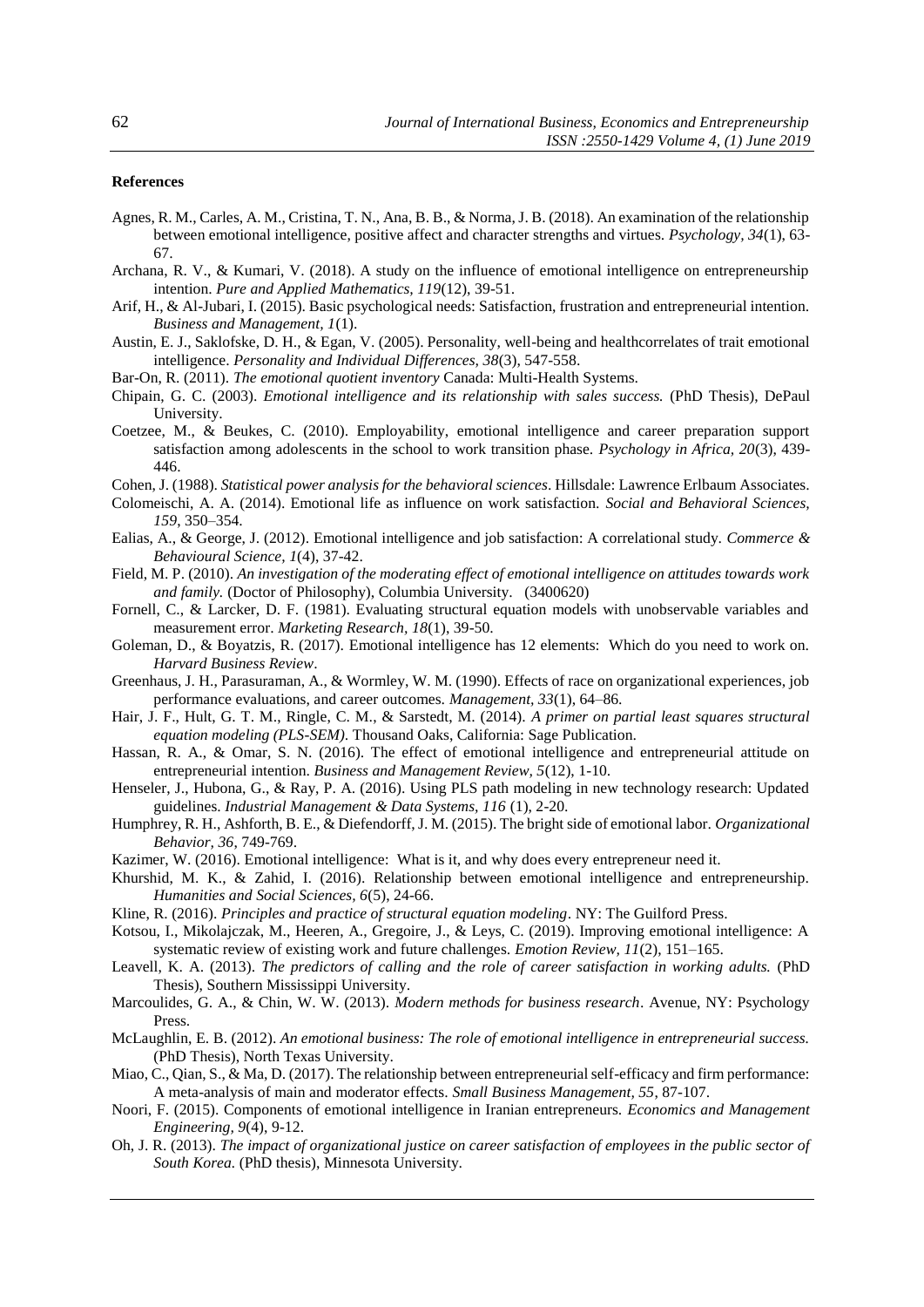**References**

Agnes, R. M., Carles, A. M., Cristina, T. N., Ana, B. B., & Norma, J. B. (2018). An examination of the relationship between emotional intelligence, positive affect and character strengths and virtues. *Psychology, 34*(1), 63-67.

Archana, R. V., & Kumari, V. (2018). A study on the influence of emotional intelligence on entrepreneurship intention. *Pure and Applied Mathematics, 119*(12), 39-51.

Arif, H., & Al-Jubari, I. (2015). Basic psychological needs: Satisfaction, frustration and entrepreneurial intention. *Business and Management, 1*(1).

Austin, E. J., Saklofske, D. H., & Egan, V. (2005). Personality, well-being and healthcorrelates of trait emotional intelligence. *Personality and Individual Differences, 38*(3), 547-558.

Bar-On, R. (2011). *The emotional quotient inventory* Canada: Multi-Health Systems.

Chipain, G. C. (2003). *Emotional intelligence and its relationship with sales success.* (PhD Thesis), DePaul University.

Coetzee, M., & Beukes, C. (2010). Employability, emotional intelligence and career preparation support satisfaction among adolescents in the school to work transition phase. *Psychology in Africa, 20*(3), 439-446.

Cohen, J. (1988). *Statistical power analysis for the behavioral sciences*. Hillsdale: Lawrence Erlbaum Associates.

Colomeischi, A. A. (2014). Emotional life as influence on work satisfaction. *Social and Behavioral Sciences, 159*, 350–354.

Ealias, A., & George, J. (2012). Emotional intelligence and job satisfaction: A correlational study. *Commerce & Behavioural Science, 1*(4), 37-42.

Field, M. P. (2010). *An investigation of the moderating effect of emotional intelligence on attitudes towards work and family.* (Doctor of Philosophy), Columbia University. (3400620)

Fornell, C., & Larcker, D. F. (1981). Evaluating structural equation models with unobservable variables and measurement error. *Marketing Research, 18*(1), 39-50.

Goleman, D., & Boyatzis, R. (2017). Emotional intelligence has 12 elements: Which do you need to work on. *Harvard Business Review*.

Greenhaus, J. H., Parasuraman, A., & Wormley, W. M. (1990). Effects of race on organizational experiences, job performance evaluations, and career outcomes. *Management, 33*(1), 64–86.

Hair, J. F., Hult, G. T. M., Ringle, C. M., & Sarstedt, M. (2014). *A primer on partial least squares structural equation modeling (PLS-SEM)*. Thousand Oaks, California: Sage Publication.

Hassan, R. A., & Omar, S. N. (2016). The effect of emotional intelligence and entrepreneurial attitude on entrepreneurial intention. *Business and Management Review, 5*(12), 1-10.

Henseler, J., Hubona, G., & Ray, P. A. (2016). Using PLS path modeling in new technology research: Updated guidelines. *Industrial Management & Data Systems, 116* (1), 2-20.

Humphrey, R. H., Ashforth, B. E., & Diefendorff, J. M. (2015). The bright side of emotional labor. *Organizational Behavior, 36*, 749-769.

Kazimer, W. (2016). Emotional intelligence: What is it, and why does every entrepreneur need it.

Khurshid, M. K., & Zahid, I. (2016). Relationship between emotional intelligence and entrepreneurship. *Humanities and Social Sciences, 6*(5), 24-66.

Kline, R. (2016). *Principles and practice of structural equation modeling*. NY: The Guilford Press.

Kotsou, I., Mikolajczak, M., Heeren, A., Gregoire, J., & Leys, C. (2019). Improving emotional intelligence: A systematic review of existing work and future challenges. *Emotion Review, 11*(2), 151–165.

Leavell, K. A. (2013). *The predictors of calling and the role of career satisfaction in working adults.* (PhD Thesis), Southern Mississippi University.

Marcoulides, G. A., & Chin, W. W. (2013). *Modern methods for business research*. Avenue, NY: Psychology Press.

McLaughlin, E. B. (2012). *An emotional business: The role of emotional intelligence in entrepreneurial success.* (PhD Thesis), North Texas University.

Miao, C., Qian, S., & Ma, D. (2017). The relationship between entrepreneurial self-efficacy and firm performance: A meta-analysis of main and moderator effects. *Small Business Management, 55*, 87-107.

Noori, F. (2015). Components of emotional intelligence in Iranian entrepreneurs. *Economics and Management Engineering, 9*(4), 9-12.

Oh, J. R. (2013). *The impact of organizational justice on career satisfaction of employees in the public sector of South Korea.* (PhD thesis), Minnesota University.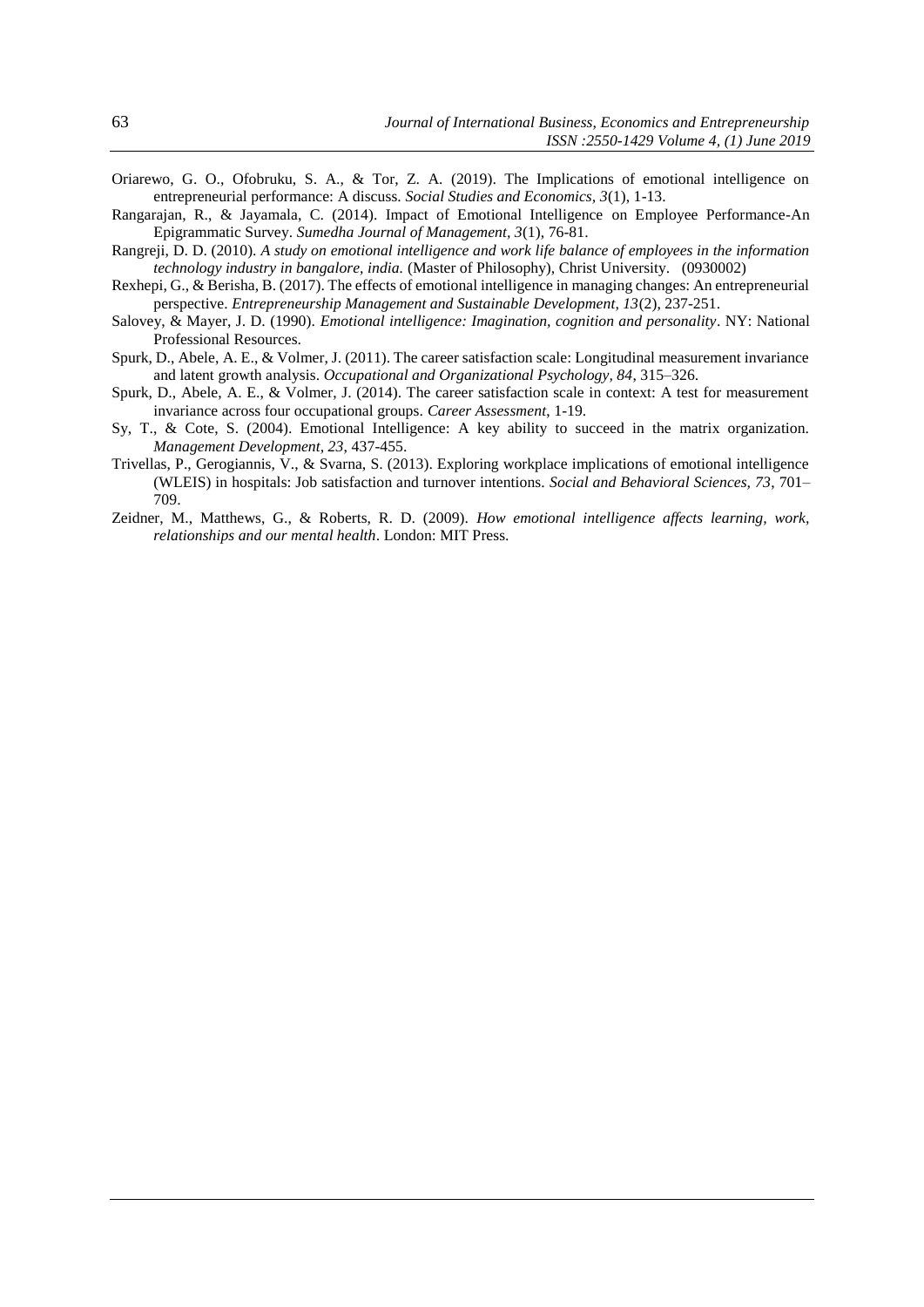Oriarewo, G. O., Ofobruku, S. A., & Tor, Z. A. (2019). The Implications of emotional intelligence on entrepreneurial performance: A discuss. *Social Studies and Economics, 3*(1), 1-13.

Rangarajan, R., & Jayamala, C. (2014). Impact of Emotional Intelligence on Employee Performance-An Epigrammatic Survey. *Sumedha Journal of Management, 3*(1), 76-81.

Rangreji, D. D. (2010). *A study on emotional intelligence and work life balance of employees in the information technology industry in bangalore, india.* (Master of Philosophy), Christ University. (0930002)

Rexhepi, G., & Berisha, B. (2017). The effects of emotional intelligence in managing changes: An entrepreneurial perspective. *Entrepreneurship Management and Sustainable Development, 13*(2), 237-251.

Salovey, & Mayer, J. D. (1990). *Emotional intelligence: Imagination, cognition and personality*. NY: National Professional Resources.

Spurk, D., Abele, A. E., & Volmer, J. (2011). The career satisfaction scale: Longitudinal measurement invariance and latent growth analysis. *Occupational and Organizational Psychology, 84*, 315–326.

Spurk, D., Abele, A. E., & Volmer, J. (2014). The career satisfaction scale in context: A test for measurement invariance across four occupational groups. *Career Assessment*, 1-19.

Sy, T., & Cote, S. (2004). Emotional Intelligence: A key ability to succeed in the matrix organization. *Management Development, 23*, 437-455.

Trivellas, P., Gerogiannis, V., & Svarna, S. (2013). Exploring workplace implications of emotional intelligence (WLEIS) in hospitals: Job satisfaction and turnover intentions. *Social and Behavioral Sciences, 73*, 701–709.

Zeidner, M., Matthews, G., & Roberts, R. D. (2009). *How emotional intelligence affects learning, work, relationships and our mental health*. London: MIT Press.